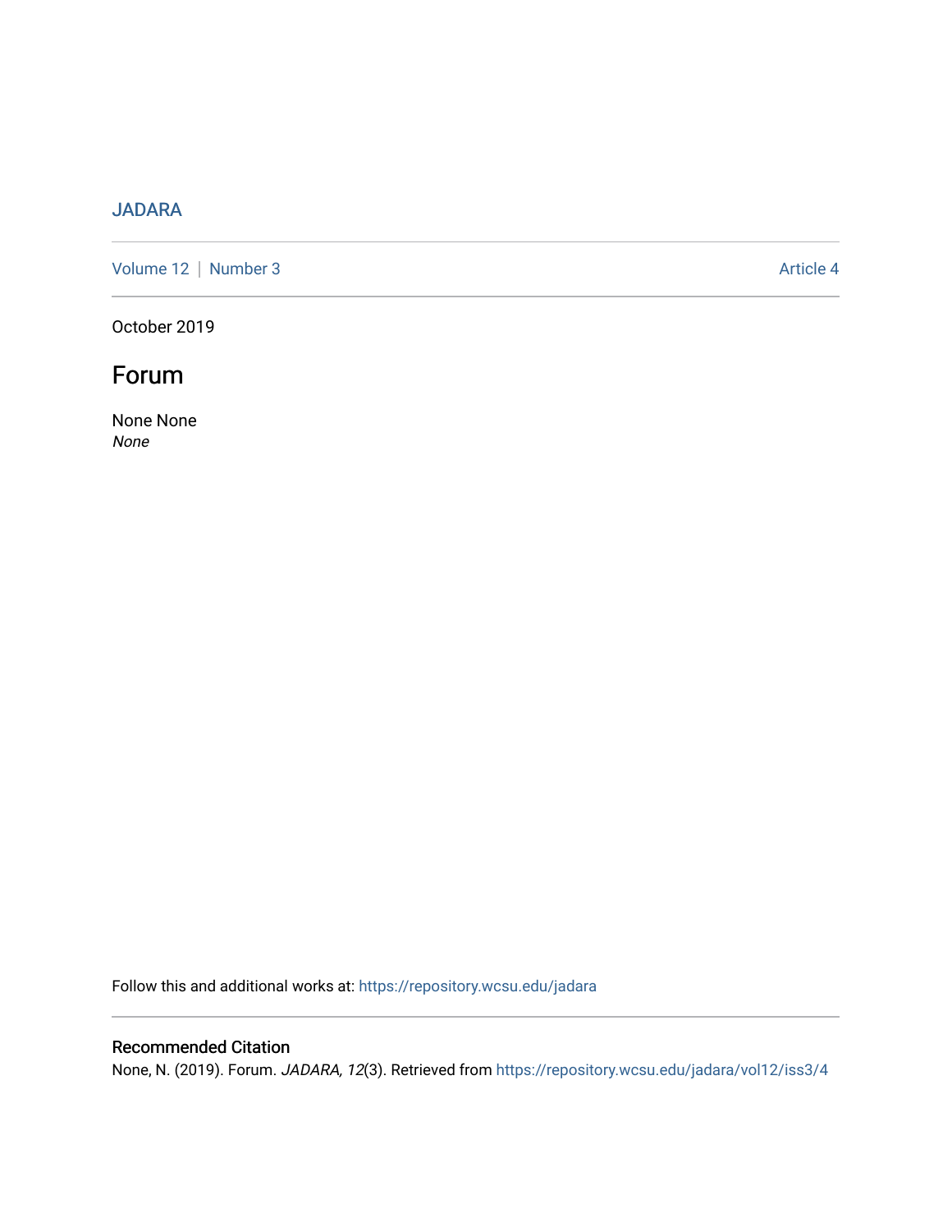JADARA

Volume 12 | Number 3 Article 4

October 2019

# Forum

None None
*None*

Follow this and additional works at: https://repository.wcsu.edu/jadara

## Recommended Citation

None, N. (2019). Forum. *JADARA, 12*(3). Retrieved from https://repository.wcsu.edu/jadara/vol12/iss3/4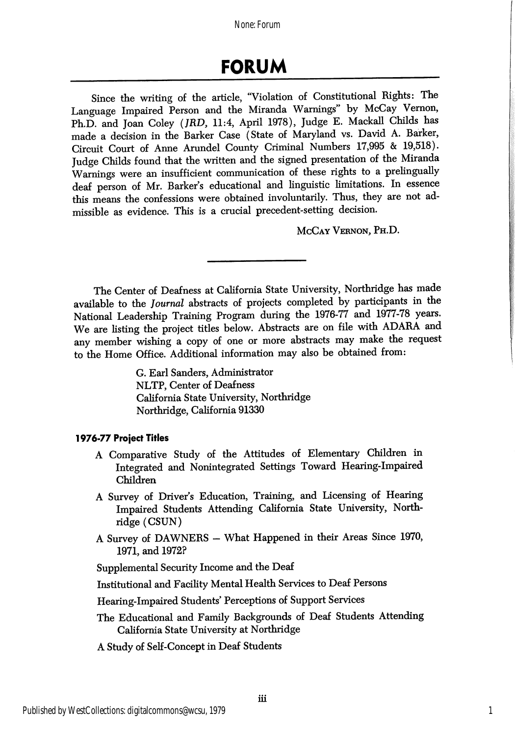# FORUM

Since the writing of the article, "Violation of Constitutional Rights: The Language Impaired Person and the Miranda Warnings" by McCay Vernon, Ph.D. and Joan Coley (*JRD*, 11:4, April 1978), Judge E. Mackall Childs has made a decision in the Barker Case (State of Maryland vs. David A. Barker, Circuit Court of Anne Arundel County Criminal Numbers 17,995 & 19,518). Judge Childs found that the written and the signed presentation of the Miranda Warnings were an insufficient communication of these rights to a prelingually deaf person of Mr. Barker's educational and linguistic limitations. In essence this means the confessions were obtained involuntarily. Thus, they are not admissible as evidence. This is a crucial precedent-setting decision.

McCay Vernon, Ph.D.

---

The Center of Deafness at California State University, Northridge has made available to the *Journal* abstracts of projects completed by participants in the National Leadership Training Program during the 1976-77 and 1977-78 years. We are listing the project titles below. Abstracts are on file with ADARA and any member wishing a copy of one or more abstracts may make the request to the Home Office. Additional information may also be obtained from:

G. Earl Sanders, Administrator
NLTP, Center of Deafness
California State University, Northridge
Northridge, California 91330

**1976-77 Project Titles**

- A Comparative Study of the Attitudes of Elementary Children in Integrated and Nonintegrated Settings Toward Hearing-Impaired Children
- A Survey of Driver's Education, Training, and Licensing of Hearing Impaired Students Attending California State University, Northridge (CSUN)
- A Survey of DAWNERS – What Happened in their Areas Since 1970, 1971, and 1972?
- Supplemental Security Income and the Deaf
- Institutional and Facility Mental Health Services to Deaf Persons
- Hearing-Impaired Students' Perceptions of Support Services
- The Educational and Family Backgrounds of Deaf Students Attending California State University at Northridge
- A Study of Self-Concept in Deaf Students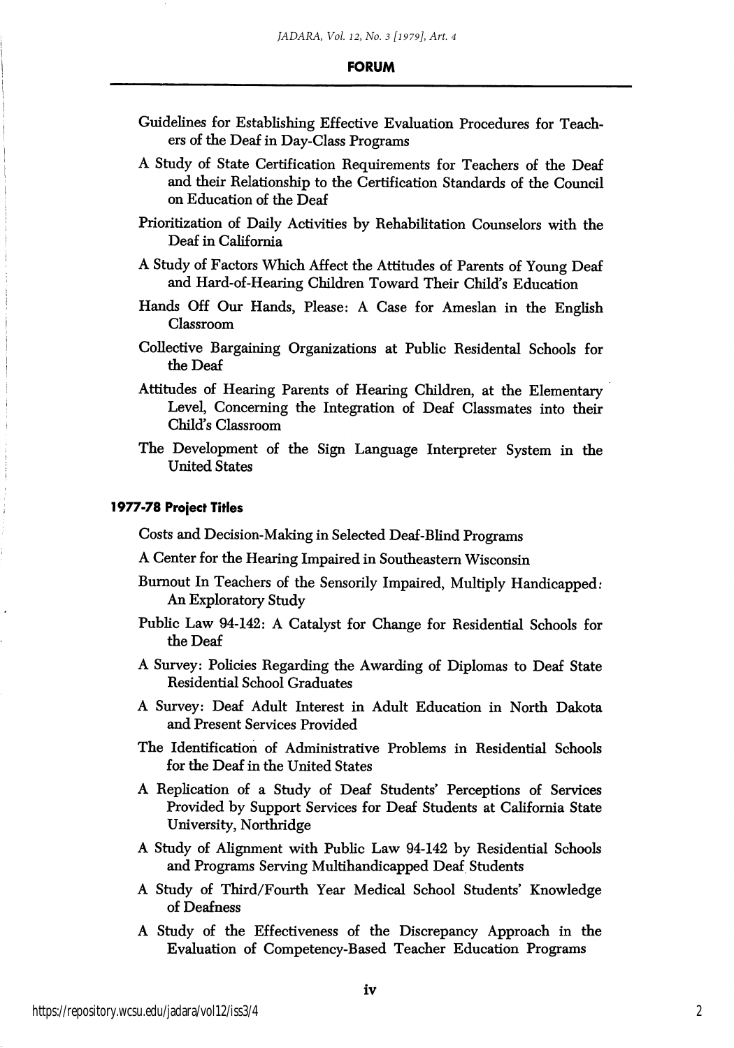Guidelines for Establishing Effective Evaluation Procedures for Teachers of the Deaf in Day-Class Programs

A Study of State Certification Requirements for Teachers of the Deaf and their Relationship to the Certification Standards of the Council on Education of the Deaf

Prioritization of Daily Activities by Rehabilitation Counselors with the Deaf in California

A Study of Factors Which Affect the Attitudes of Parents of Young Deaf and Hard-of-Hearing Children Toward Their Child's Education

Hands Off Our Hands, Please: A Case for Ameslan in the English Classroom

Collective Bargaining Organizations at Public Residental Schools for the Deaf

Attitudes of Hearing Parents of Hearing Children, at the Elementary Level, Concerning the Integration of Deaf Classmates into their Child's Classroom

The Development of the Sign Language Interpreter System in the United States

### 1977-78 Project Titles

Costs and Decision-Making in Selected Deaf-Blind Programs

A Center for the Hearing Impaired in Southeastern Wisconsin

Burnout In Teachers of the Sensorily Impaired, Multiply Handicapped: An Exploratory Study

Public Law 94-142: A Catalyst for Change for Residential Schools for the Deaf

A Survey: Policies Regarding the Awarding of Diplomas to Deaf State Residential School Graduates

A Survey: Deaf Adult Interest in Adult Education in North Dakota and Present Services Provided

The Identification of Administrative Problems in Residential Schools for the Deaf in the United States

A Replication of a Study of Deaf Students' Perceptions of Services Provided by Support Services for Deaf Students at California State University, Northridge

A Study of Alignment with Public Law 94-142 by Residential Schools and Programs Serving Multihandicapped Deaf Students

A Study of Third/Fourth Year Medical School Students' Knowledge of Deafness

A Study of the Effectiveness of the Discrepancy Approach in the Evaluation of Competency-Based Teacher Education Programs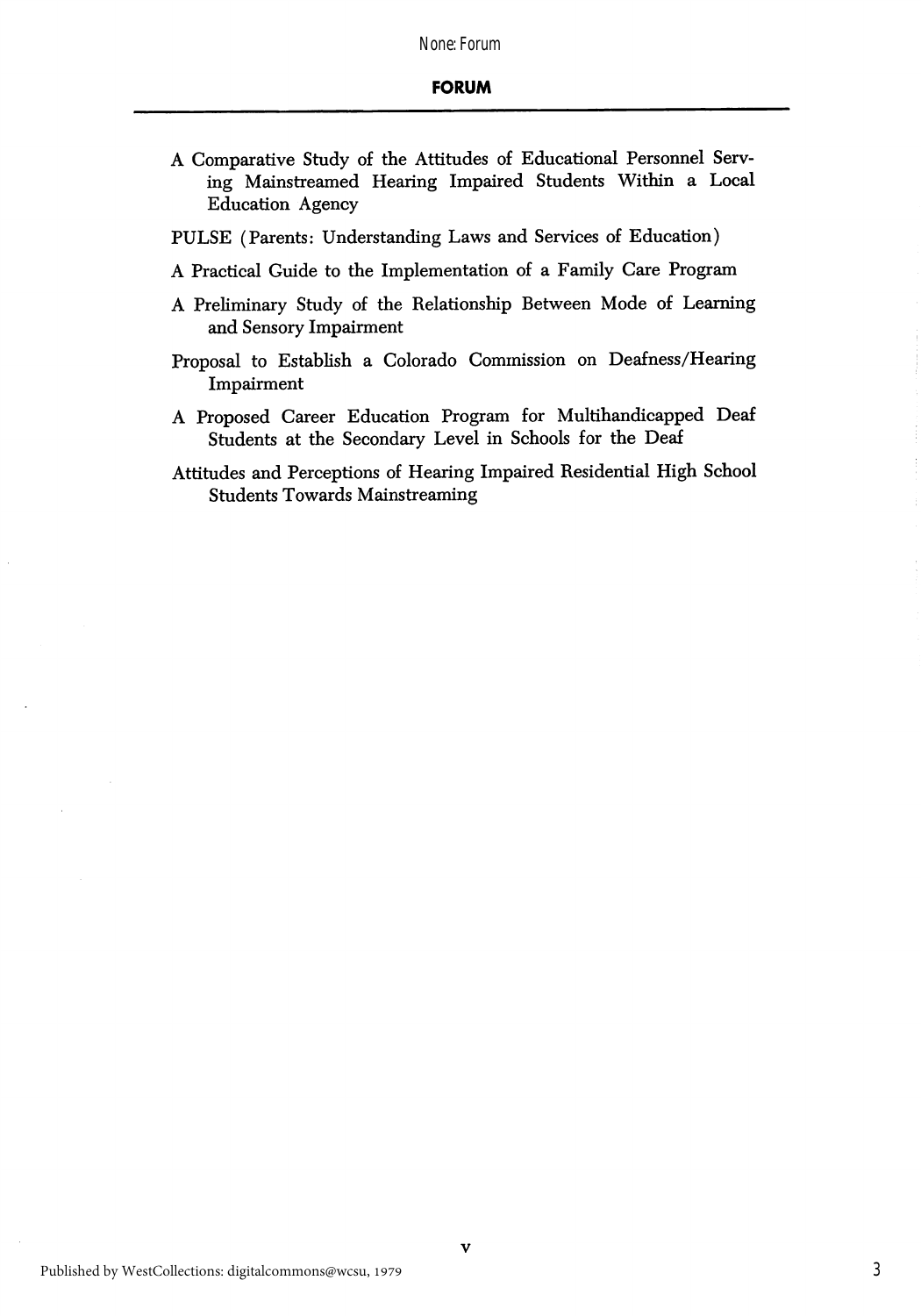**FORUM**

A Comparative Study of the Attitudes of Educational Personnel Serving Mainstreamed Hearing Impaired Students Within a Local Education Agency

PULSE (Parents: Understanding Laws and Services of Education)

A Practical Guide to the Implementation of a Family Care Program

A Preliminary Study of the Relationship Between Mode of Learning and Sensory Impairment

Proposal to Establish a Colorado Commission on Deafness/Hearing Impairment

A Proposed Career Education Program for Multihandicapped Deaf Students at the Secondary Level in Schools for the Deaf

Attitudes and Perceptions of Hearing Impaired Residential High School Students Towards Mainstreaming